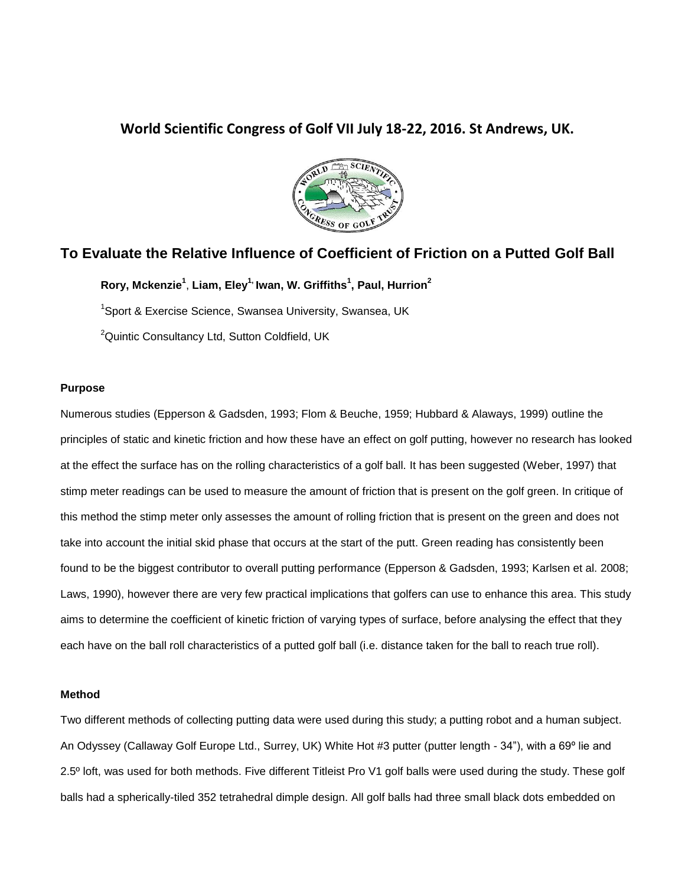**World Scientific Congress of Golf VII July 18-22, 2016. St Andrews, UK.**

# To Evaluate the Relative Influence of Coefficient of Friction on a Putted Golf Ball

**Rory, Mckenzie[1], Liam, Eley[1], Iwan, W. Griffiths[1], Paul, Hurrion[2]**

[1]Sport & Exercise Science, Swansea University, Swansea, UK

[2]Quintic Consultancy Ltd, Sutton Coldfield, UK

## Purpose

Numerous studies (Epperson & Gadsden, 1993; Flom & Beuche, 1959; Hubbard & Alaways, 1999) outline the principles of static and kinetic friction and how these have an effect on golf putting, however no research has looked at the effect the surface has on the rolling characteristics of a golf ball. It has been suggested (Weber, 1997) that stimp meter readings can be used to measure the amount of friction that is present on the golf green. In critique of this method the stimp meter only assesses the amount of rolling friction that is present on the green and does not take into account the initial skid phase that occurs at the start of the putt. Green reading has consistently been found to be the biggest contributor to overall putting performance (Epperson & Gadsden, 1993; Karlsen et al. 2008; Laws, 1990), however there are very few practical implications that golfers can use to enhance this area. This study aims to determine the coefficient of kinetic friction of varying types of surface, before analysing the effect that they each have on the ball roll characteristics of a putted golf ball (i.e. distance taken for the ball to reach true roll).

## Method

Two different methods of collecting putting data were used during this study; a putting robot and a human subject. An Odyssey (Callaway Golf Europe Ltd., Surrey, UK) White Hot #3 putter (putter length - 34”), with a 69º lie and 2.5º loft, was used for both methods. Five different Titleist Pro V1 golf balls were used during the study. These golf balls had a spherically-tiled 352 tetrahedral dimple design. All golf balls had three small black dots embedded on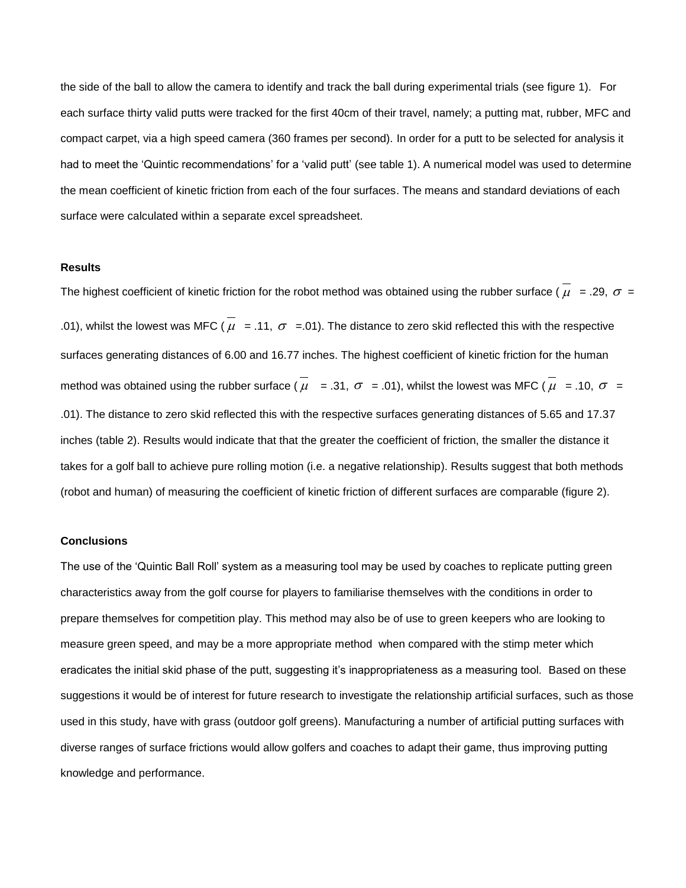the side of the ball to allow the camera to identify and track the ball during experimental trials (see figure 1). For each surface thirty valid putts were tracked for the first 40cm of their travel, namely; a putting mat, rubber, MFC and compact carpet, via a high speed camera (360 frames per second). In order for a putt to be selected for analysis it had to meet the 'Quintic recommendations' for a 'valid putt' (see table 1). A numerical model was used to determine the mean coefficient of kinetic friction from each of the four surfaces. The means and standard deviations of each surface were calculated within a separate excel spreadsheet.

**Results**

The highest coefficient of kinetic friction for the robot method was obtained using the rubber surface ($\overline{\mu}$ = .29, $\sigma$ = .01), whilst the lowest was MFC ($\overline{\mu}$ = .11, $\sigma$ =.01). The distance to zero skid reflected this with the respective surfaces generating distances of 6.00 and 16.77 inches. The highest coefficient of kinetic friction for the human method was obtained using the rubber surface ($\overline{\mu}$ = .31, $\sigma$ = .01), whilst the lowest was MFC ($\overline{\mu}$ = .10, $\sigma$ = .01). The distance to zero skid reflected this with the respective surfaces generating distances of 5.65 and 17.37 inches (table 2). Results would indicate that that the greater the coefficient of friction, the smaller the distance it takes for a golf ball to achieve pure rolling motion (i.e. a negative relationship). Results suggest that both methods (robot and human) of measuring the coefficient of kinetic friction of different surfaces are comparable (figure 2).

**Conclusions**

The use of the 'Quintic Ball Roll' system as a measuring tool may be used by coaches to replicate putting green characteristics away from the golf course for players to familiarise themselves with the conditions in order to prepare themselves for competition play. This method may also be of use to green keepers who are looking to measure green speed, and may be a more appropriate method when compared with the stimp meter which eradicates the initial skid phase of the putt, suggesting it's inappropriateness as a measuring tool. Based on these suggestions it would be of interest for future research to investigate the relationship artificial surfaces, such as those used in this study, have with grass (outdoor golf greens). Manufacturing a number of artificial putting surfaces with diverse ranges of surface frictions would allow golfers and coaches to adapt their game, thus improving putting knowledge and performance.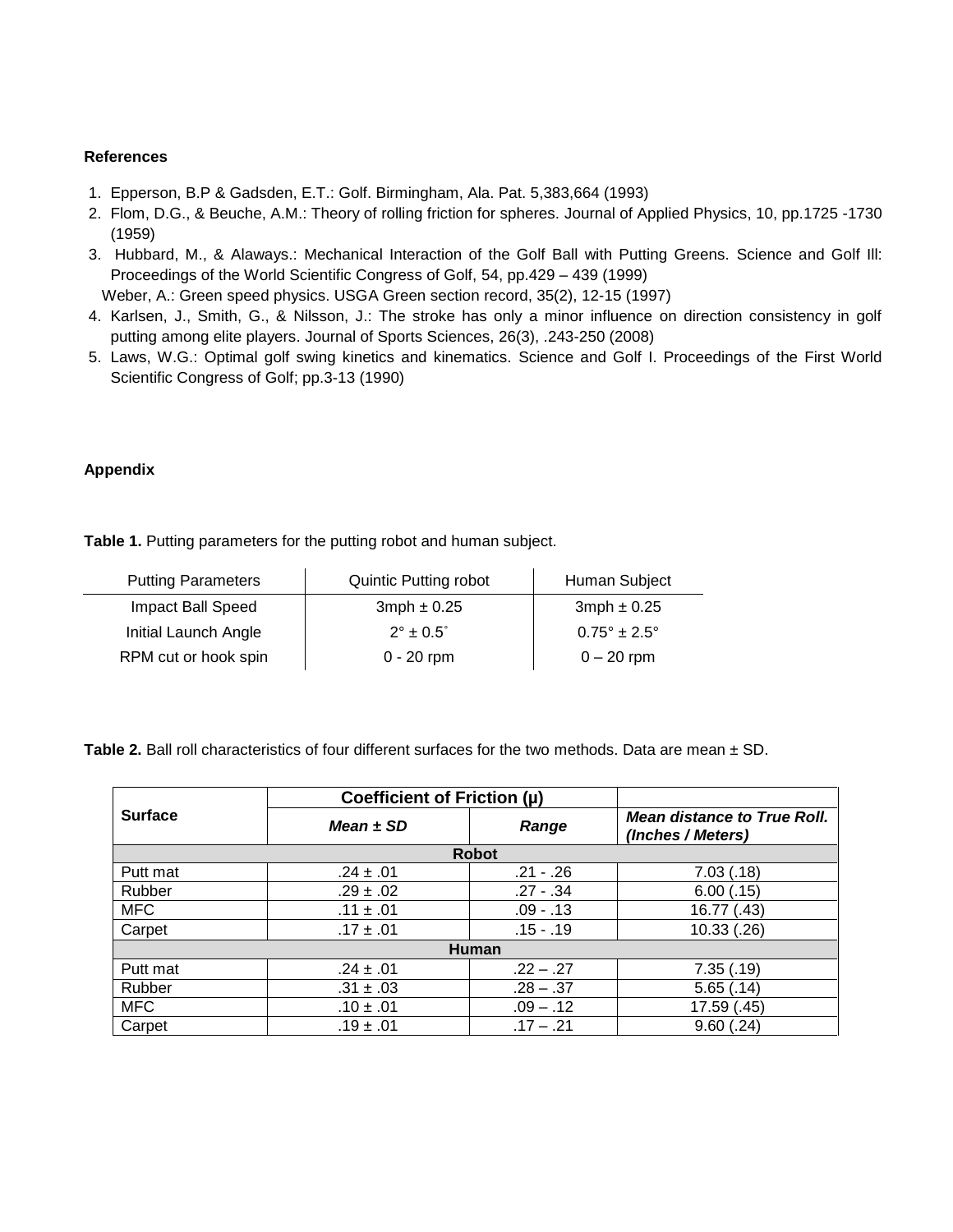**References**

1. Epperson, B.P & Gadsden, E.T.: Golf. Birmingham, Ala. Pat. 5,383,664 (1993)
2. Flom, D.G., & Beuche, A.M.: Theory of rolling friction for spheres. Journal of Applied Physics, 10, pp.1725 -1730 (1959)
3. Hubbard, M., & Alaways.: Mechanical Interaction of the Golf Ball with Putting Greens. Science and Golf Ill: Proceedings of the World Scientific Congress of Golf, 54, pp.429 – 439 (1999)
   Weber, A.: Green speed physics. USGA Green section record, 35(2), 12-15 (1997)
4. Karlsen, J., Smith, G., & Nilsson, J.: The stroke has only a minor influence on direction consistency in golf putting among elite players. Journal of Sports Sciences, 26(3), .243-250 (2008)
5. Laws, W.G.: Optimal golf swing kinetics and kinematics. Science and Golf I. Proceedings of the First World Scientific Congress of Golf; pp.3-13 (1990)

**Appendix**

**Table 1.** Putting parameters for the putting robot and human subject.

| Putting Parameters | Quintic Putting robot | Human Subject |
|---|---|---|
| Impact Ball Speed | 3mph ± 0.25 | 3mph ± 0.25 |
| Initial Launch Angle | 2° ± 0.5° | 0.75° ± 2.5° |
| RPM cut or hook spin | 0 - 20 rpm | 0 – 20 rpm |

**Table 2.** Ball roll characteristics of four different surfaces for the two methods. Data are mean ± SD.

| Surface | Coefficient of Friction (μ) | | |
|---|---|---|---|
| | ***Mean ± SD*** | ***Range*** | ***Mean distance to True Roll. (Inches / Meters)*** |
| **Robot** | | | |
| Putt mat | .24 ± .01 | .21 - .26 | 7.03 (.18) |
| Rubber | .29 ± .02 | .27 - .34 | 6.00 (.15) |
| MFC | .11 ± .01 | .09 - .13 | 16.77 (.43) |
| Carpet | .17 ± .01 | .15 - .19 | 10.33 (.26) |
| **Human** | | | |
| Putt mat | .24 ± .01 | .22 – .27 | 7.35 (.19) |
| Rubber | .31 ± .03 | .28 – .37 | 5.65 (.14) |
| MFC | .10 ± .01 | .09 – .12 | 17.59 (.45) |
| Carpet | .19 ± .01 | .17 – .21 | 9.60 (.24) |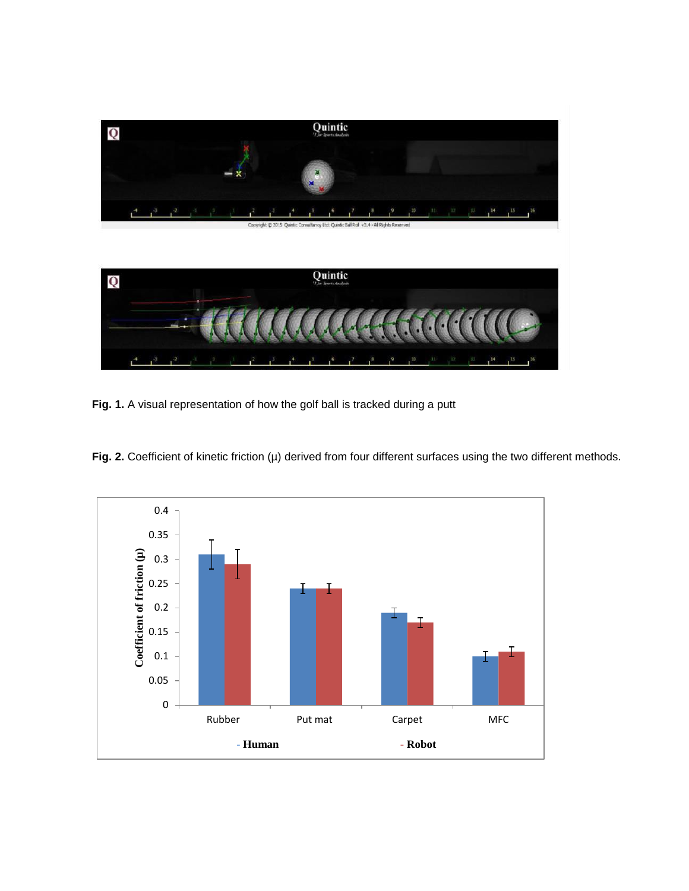Quintic

Copyright © 2015 Quintic Consultancy Ltd: Quintic Ball Roll v3.4 - All Rights Reserved

Quintic

**Fig. 1.** A visual representation of how the golf ball is tracked during a putt

**Fig. 2.** Coefficient of kinetic friction (μ) derived from four different surfaces using the two different methods.

Coefficient of friction (μ)

0.4
0.35
0.3
0.25
0.2
0.15
0.1
0.05
0

Rubber
Put mat
Carpet
MFC

- Human
- Robot